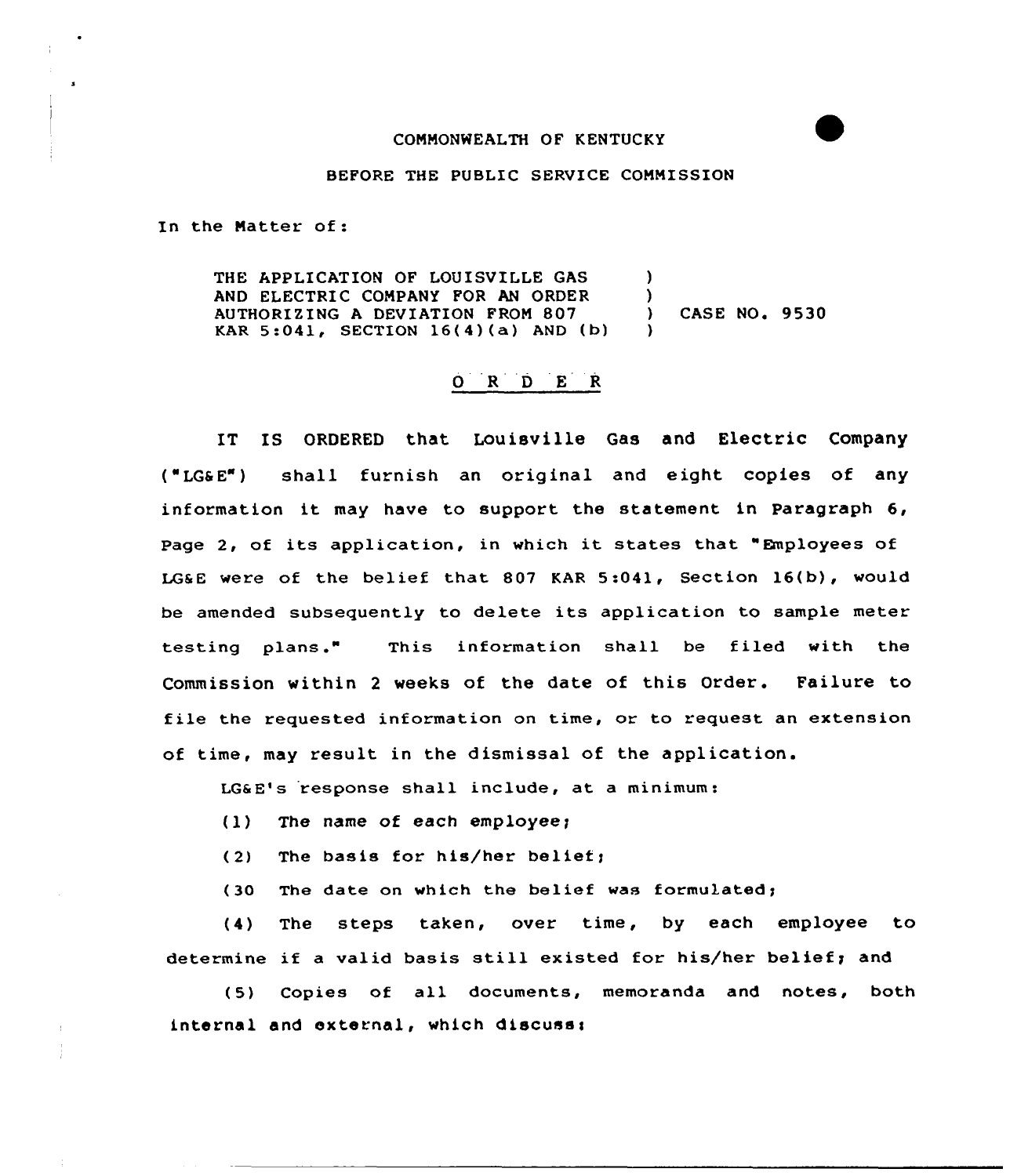COMMONWEALTH OF KENTUCKY

BEFORE THE PUBLIC SERVICE COMMISSION

In the Matter of:

| | | |
|---|---|---|
| THE APPLICATION OF LOUISVILLE GAS AND ELECTRIC COMPANY FOR AN ORDER AUTHORIZING A DEVIATION FROM 807 KAR 5:041, SECTION 16(4)(a) AND (b) | ) | CASE NO. 9530 |

## O R D E R

IT IS ORDERED that Louisville Gas and Electric Company ("LG&E") shall furnish an original and eight copies of any information it may have to support the statement in Paragraph 6, Page 2, of its application, in which it states that "Employees of LG&E were of the belief that 807 KAR 5:041, Section 16(b), would be amended subsequently to delete its application to sample meter testing plans." This information shall be filed with the Commission within 2 weeks of the date of this Order. Failure to file the requested information on time, or to request an extension of time, may result in the dismissal of the application.

LG&E's response shall include, at a minimum:

(1) The name of each employee;

(2) The basis for his/her belief;

(30 The date on which the belief was formulated;

(4) The steps taken, over time, by each employee to determine if a valid basis still existed for his/her belief; and

(5) Copies of all documents, memoranda and notes, both internal and external, which discuss: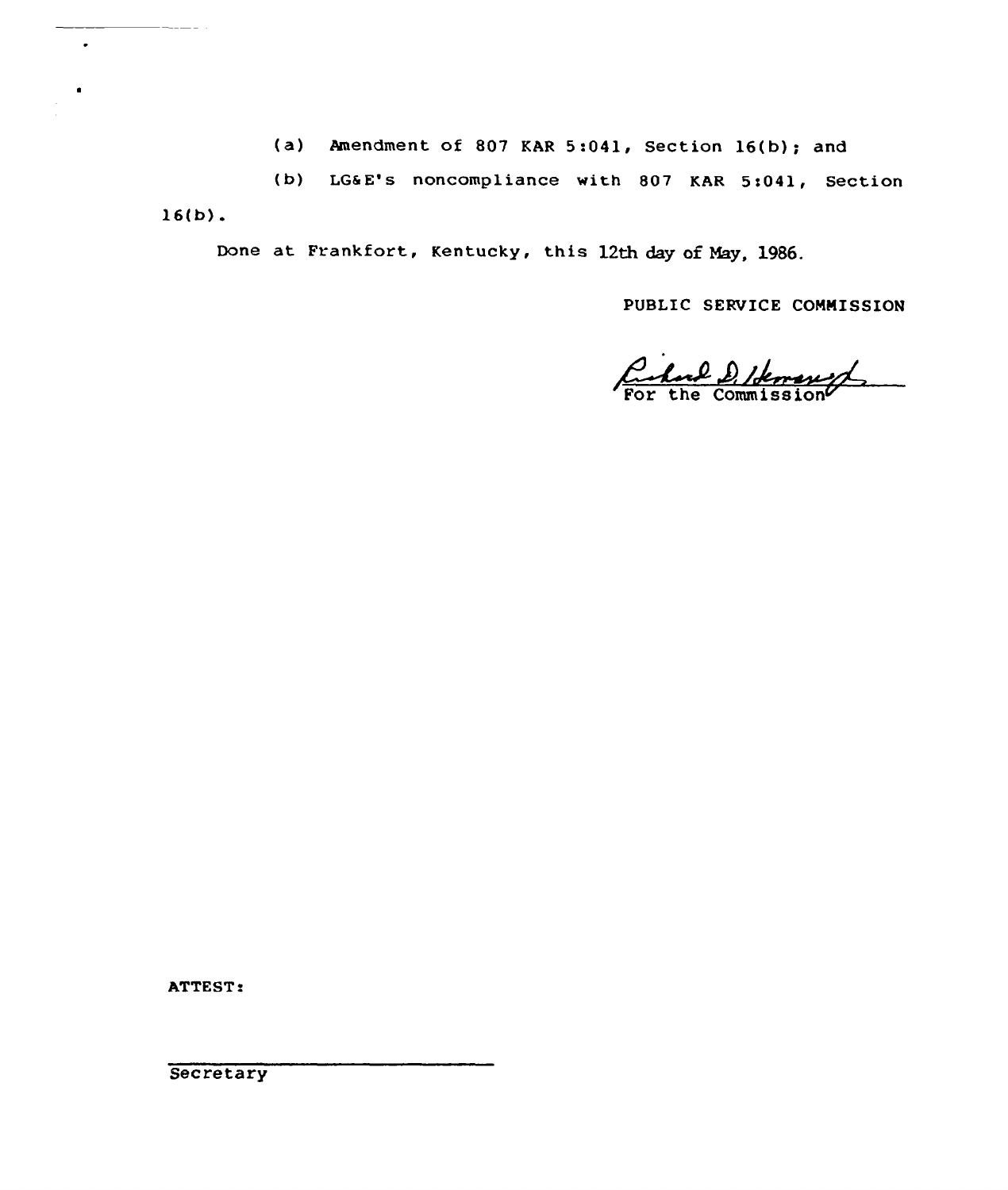(a) Amendment of 807 KAR 5:041, Section 16(b); and

(b) LG&E's noncompliance with 807 KAR 5:041, Section 16(b).

Done at Frankfort, Kentucky, this 12th day of May, 1986.

PUBLIC SERVICE COMMISSION

For the Commission

ATTEST:

Secretary